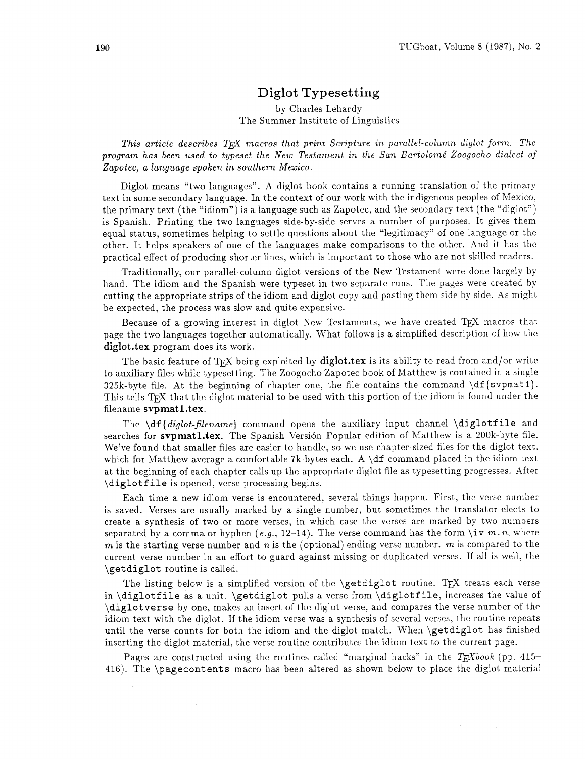# Diglot Typesetting

by Charles Lehardy
The Summer Institute of Linguistics

*This article describes TEX macros that print Scripture in parallel-column diglot form. The program has been used to typeset the New Testament in the San Bartolomé Zoogocho dialect of Zapotec, a language spoken in southern Mexico.*

Diglot means "two languages". A diglot book contains a running translation of the primary text in some secondary language. In the context of our work with the indigenous peoples of Mexico, the primary text (the "idiom") is a language such as Zapotec, and the secondary text (the "diglot") is Spanish. Printing the two languages side-by-side serves a number of purposes. It gives them equal status, sometimes helping to settle questions about the "legitimacy" of one language or the other. It helps speakers of one of the languages make comparisons to the other. And it has the practical effect of producing shorter lines, which is important to those who are not skilled readers.

Traditionally, our parallel-column diglot versions of the New Testament were done largely by hand. The idiom and the Spanish were typeset in two separate runs. The pages were created by cutting the appropriate strips of the idiom and diglot copy and pasting them side by side. As might be expected, the process was slow and quite expensive.

Because of a growing interest in diglot New Testaments, we have created TEX macros that page the two languages together automatically. What follows is a simplified description of how the **diglot.tex** program does its work.

The basic feature of TEX being exploited by **diglot.tex** is its ability to read from and/or write to auxiliary files while typesetting. The Zoogocho Zapotec book of Matthew is contained in a single 325k-byte file. At the beginning of chapter one, the file contains the command `\df{svpmat1}`. This tells TEX that the diglot material to be used with this portion of the idiom is found under the filename **svpmat1.tex**.

The `\df{`*diglot-filename*`}` command opens the auxiliary input channel `\diglotfile` and searches for **svpmat1.tex**. The Spanish Versión Popular edition of Matthew is a 200k-byte file. We've found that smaller files are easier to handle, so we use chapter-sized files for the diglot text, which for Matthew average a comfortable 7k-bytes each. A `\df` command placed in the idiom text at the beginning of each chapter calls up the appropriate diglot file as typesetting progresses. After `\diglotfile` is opened, verse processing begins.

Each time a new idiom verse is encountered, several things happen. First, the verse number is saved. Verses are usually marked by a single number, but sometimes the translator elects to create a synthesis of two or more verses, in which case the verses are marked by two numbers separated by a comma or hyphen (*e.g.*, 12–14). The verse command has the form `\iv` $m.n$, where $m$ is the starting verse number and $n$ is the (optional) ending verse number. $m$ is compared to the current verse number in an effort to guard against missing or duplicated verses. If all is well, the `\getdiglot` routine is called.

The listing below is a simplified version of the `\getdiglot` routine. TEX treats each verse in `\diglotfile` as a unit. `\getdiglot` pulls a verse from `\diglotfile`, increases the value of `\diglotverse` by one, makes an insert of the diglot verse, and compares the verse number of the idiom text with the diglot. If the idiom verse was a synthesis of several verses, the routine repeats until the verse counts for both the idiom and the diglot match. When `\getdiglot` has finished inserting the diglot material, the verse routine contributes the idiom text to the current page.

Pages are constructed using the routines called "marginal hacks" in the *TEXbook* (pp. 415–416). The `\pagecontents` macro has been altered as shown below to place the diglot material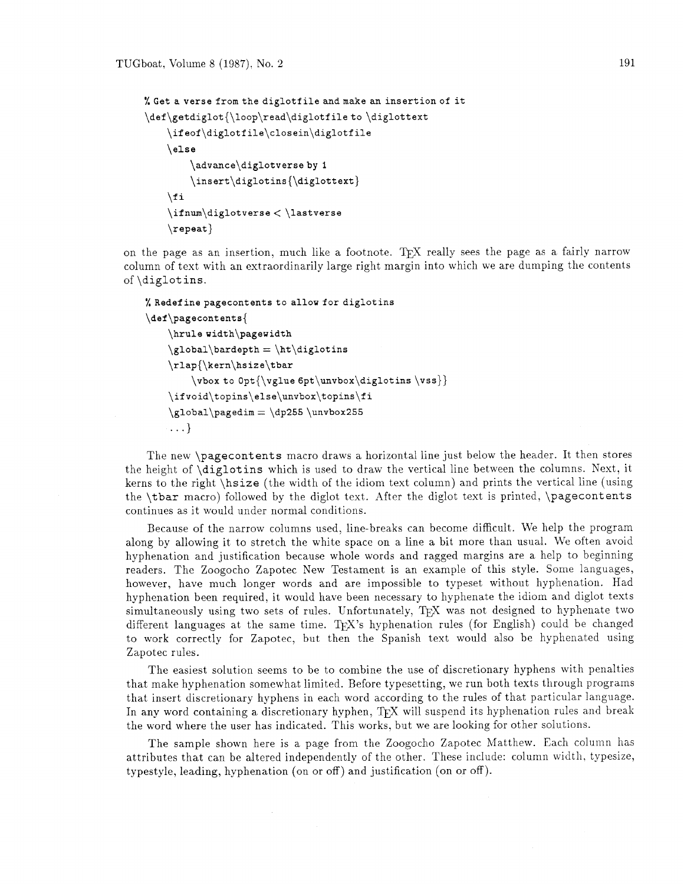```
% Get a verse from the diglotfile and make an insertion of it
\def\getdiglot{\loop\read\diglotfile to \diglottext
    \ifeof\diglotfile\closein\diglotfile
    \else
        \advance\diglotverse by 1
        \insert\diglotins{\diglottext}
    \fi
    \ifnum\diglotverse < \lastverse
    \repeat}
```

on the page as an insertion, much like a footnote. TEX really sees the page as a fairly narrow column of text with an extraordinarily large right margin into which we are dumping the contents of `\diglotins`.

```
% Redefine pagecontents to allow for diglotins
\def\pagecontents{
    \hrule width\pagewidth
    \global\bardepth = \ht\diglotins
    \rlap{\kern\hsize\tbar
        \vbox to 0pt{\vglue 6pt\unvbox\diglotins \vss}}
    \ifvoid\topins\else\unvbox\topins\fi
    \global\pagedim = \dp255 \unvbox255
    ...}
```

The new `\pagecontents` macro draws a horizontal line just below the header. It then stores the height of `\diglotins` which is used to draw the vertical line between the columns. Next, it kerns to the right `\hsize` (the width of the idiom text column) and prints the vertical line (using the `\tbar` macro) followed by the diglot text. After the diglot text is printed, `\pagecontents` continues as it would under normal conditions.

Because of the narrow columns used, line-breaks can become difficult. We help the program along by allowing it to stretch the white space on a line a bit more than usual. We often avoid hyphenation and justification because whole words and ragged margins are a help to beginning readers. The Zoogocho Zapotec New Testament is an example of this style. Some languages, however, have much longer words and are impossible to typeset without hyphenation. Had hyphenation been required, it would have been necessary to hyphenate the idiom and diglot texts simultaneously using two sets of rules. Unfortunately, TEX was not designed to hyphenate two different languages at the same time. TEX's hyphenation rules (for English) could be changed to work correctly for Zapotec, but then the Spanish text would also be hyphenated using Zapotec rules.

The easiest solution seems to be to combine the use of discretionary hyphens with penalties that make hyphenation somewhat limited. Before typesetting, we run both texts through programs that insert discretionary hyphens in each word according to the rules of that particular language. In any word containing a discretionary hyphen, TEX will suspend its hyphenation rules and break the word where the user has indicated. This works, but we are looking for other solutions.

The sample shown here is a page from the Zoogocho Zapotec Matthew. Each column has attributes that can be altered independently of the other. These include: column width, typesize, typestyle, leading, hyphenation (on or off) and justification (on or off).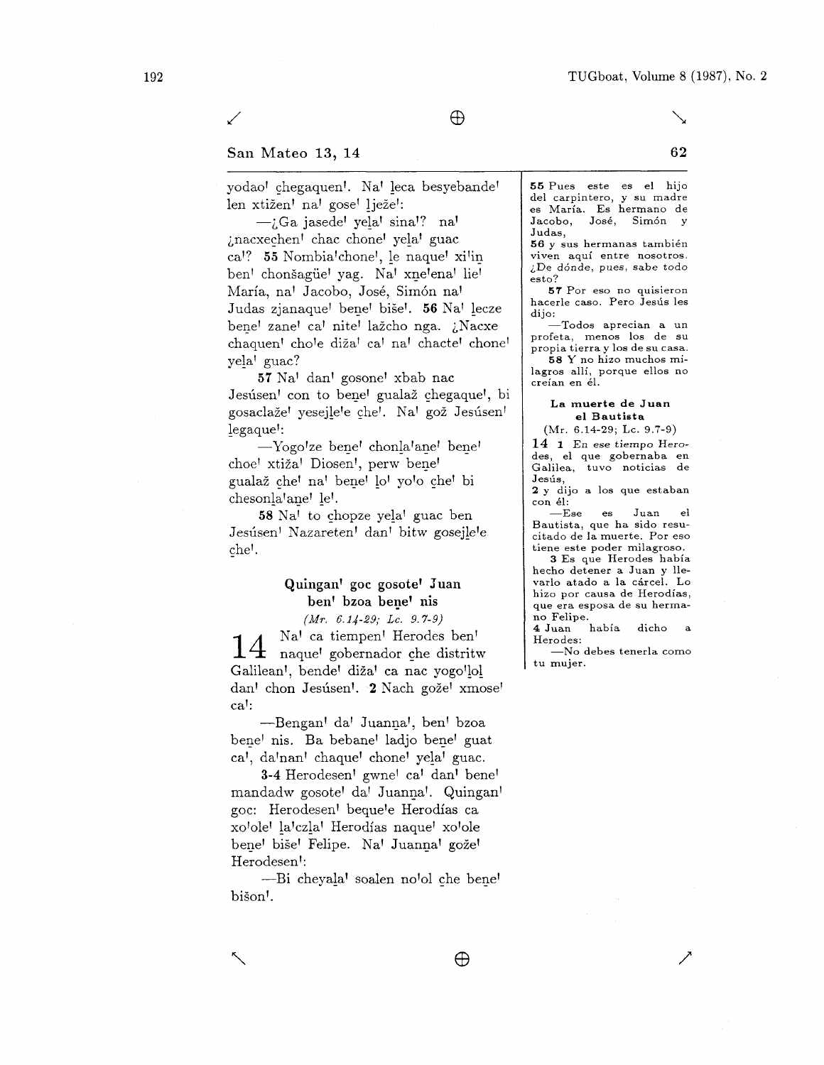San Mateo 13, 14 62

yodao' c̱hegaquen'. Na' ḻeca besyebande' len xtižen' na' gose' ḻježe':

—¿Ga jasede' yeḻa' sina'? na' ¿nacxec̱hen' chac chone' yeḻa' guac ca'? **55** Nombia'chone', ḻe naque' xi'iṉ ben' chonšagüe' yag. Na' xṉe'ena' lie' María, na' Jacobo, José, Simón na' Judas zjanaque' beṉe' biše'. **56** Na' ḻecze beṉe' zane' ca' nite' lažcho nga. ¿Nacxe chaquen' cho'e diža' ca' na' chacte' chone' yeḻa' guac?

**57** Na' dan' gosone' xbab nac Jesúsen' con to beṉe' gualaž c̱hegaque', bi gosaclaže' yesejḻe'e c̱he'. Na' gož Jesúsen' ḻegaque':

—Yogo'ze beṉe' chonḻa'aṉe' beṉe' choe' xtiža' Diosen', perw beṉe' gualaž c̱he' na' beṉe' ḻo' yo'o c̱he' bi chesonḻa'aṉe' ḻe'.

**58** Na' to c̱hopze yeḻa' guac ben Jesúsen' Nazareten' dan' bitw gosejḻe'e c̱he'.

### Quingan' goc gosote' Juan ben' bzoa beṉe' nis

*(Mr. 6.14-29; Lc. 9.7-9)*

**14** Na' ca tiempen' Herodes ben' naque' gobernador c̱he distritw Galilean', bende' diža' ca nac yogo'ḻoḻ dan' chon Jesúsen'. **2** Nach gože' xmose' ca':

—Bengan' da' Juanṉa', ben' bzoa beṉe' nis. Ba bebane' ladjo beṉe' guat ca', da'nan' chaque' chone' yeḻa' guac.

**3-4** Herodesen' gwne' ca' dan' bene' mandadw gosote' da' Juanṉa'. Quingan' goc: Herodesen' beque'e Herodías ca xo'ole' ḻa'czḻa' Herodías naque' xo'ole beṉe' biše' Felipe. Na' Juanṉa' gože' Herodesen':

—Bi cheyaḻa' soalen no'ol c̱he beṉe' bišon'.

**55** Pues este es el hijo del carpintero, y su madre es María. Es hermano de Jacobo, José, Simón y Judas,
**56** y sus hermanas también viven aquí entre nosotros. ¿De dónde, pues, sabe todo esto?

**57** Por eso no quisieron hacerle caso. Pero Jesús les dijo:

—Todos aprecian a un profeta, menos los de su propia tierra y los de su casa.

**58** Y no hizo muchos milagros allí, porque ellos no creían en él.

### La muerte de Juan el Bautista

(Mr. 6.14-29; Lc. 9.7-9)

**14** **1** *En ese tiempo* Herodes, el que gobernaba en Galilea, tuvo noticias de Jesús,
**2** y dijo a los que estaban con él:

—Ese es Juan el Bautista, que ha sido resucitado de la muerte. Por eso tiene este poder milagroso.

**3** Es que Herodes había hecho detener a Juan y llevarlo atado a la cárcel. Lo hizo por causa de Herodías, que era esposa de su hermano Felipe.
**4** Juan había dicho a Herodes:

—No debes tenerla como tu mujer.